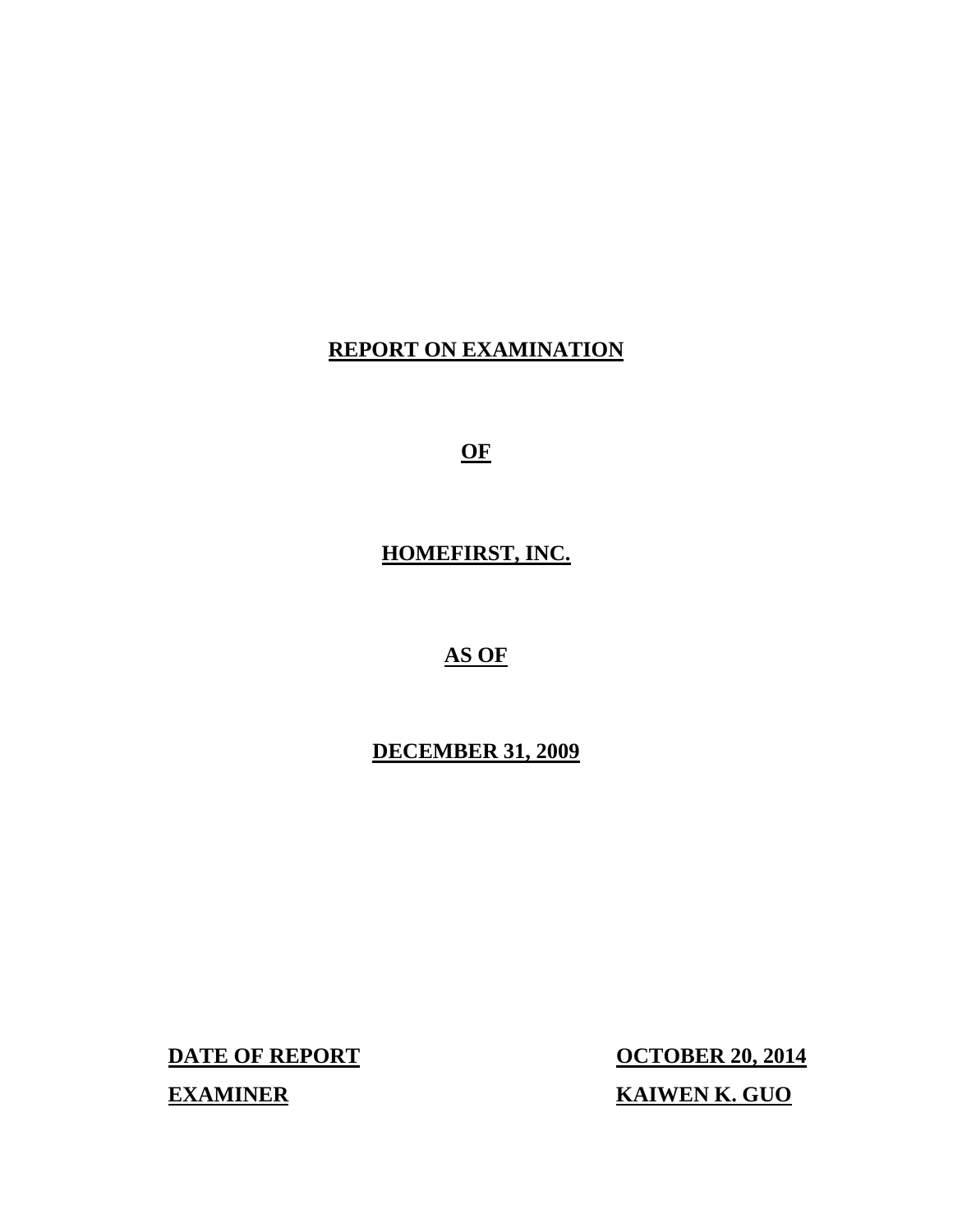# REPORT ON EXAMINATION

# OF

# HOMEFIRST, INC.

# AS OF

# DECEMBER 31, 2009

**DATE OF REPORT** **OCTOBER 20, 2014**

**EXAMINER** **KAIWEN K. GUO**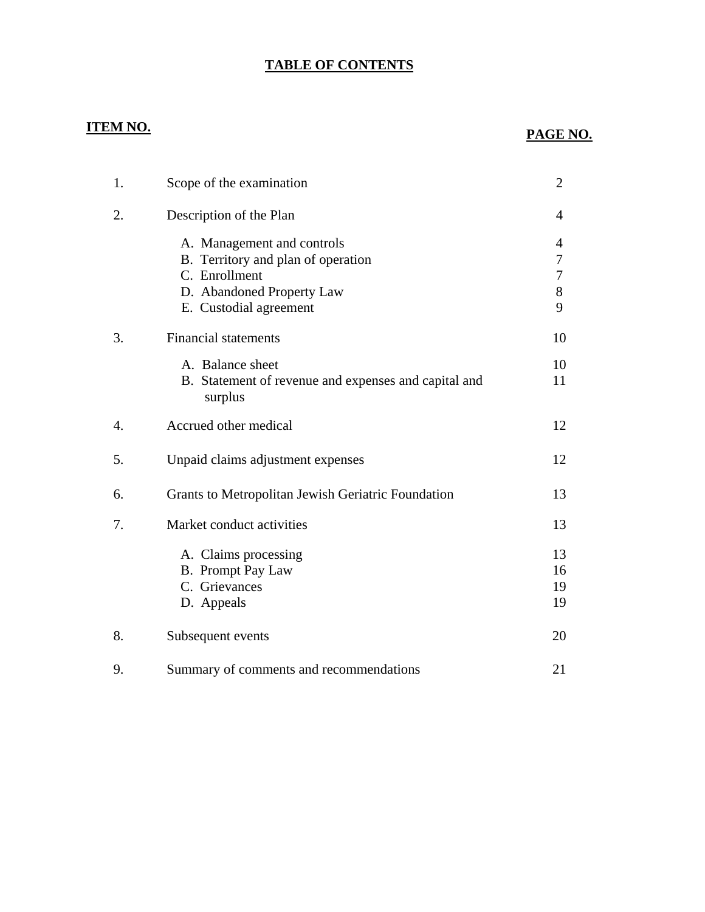# TABLE OF CONTENTS

| ITEM NO. | | PAGE NO. |
|---|---|---|
| 1. | Scope of the examination | 2 |
| 2. | Description of the Plan | 4 |
| | A. Management and controls | 4 |
| | B. Territory and plan of operation | 7 |
| | C. Enrollment | 7 |
| | D. Abandoned Property Law | 8 |
| | E. Custodial agreement | 9 |
| 3. | Financial statements | 10 |
| | A. Balance sheet | 10 |
| | B. Statement of revenue and expenses and capital and surplus | 11 |
| 4. | Accrued other medical | 12 |
| 5. | Unpaid claims adjustment expenses | 12 |
| 6. | Grants to Metropolitan Jewish Geriatric Foundation | 13 |
| 7. | Market conduct activities | 13 |
| | A. Claims processing | 13 |
| | B. Prompt Pay Law | 16 |
| | C. Grievances | 19 |
| | D. Appeals | 19 |
| 8. | Subsequent events | 20 |
| 9. | Summary of comments and recommendations | 21 |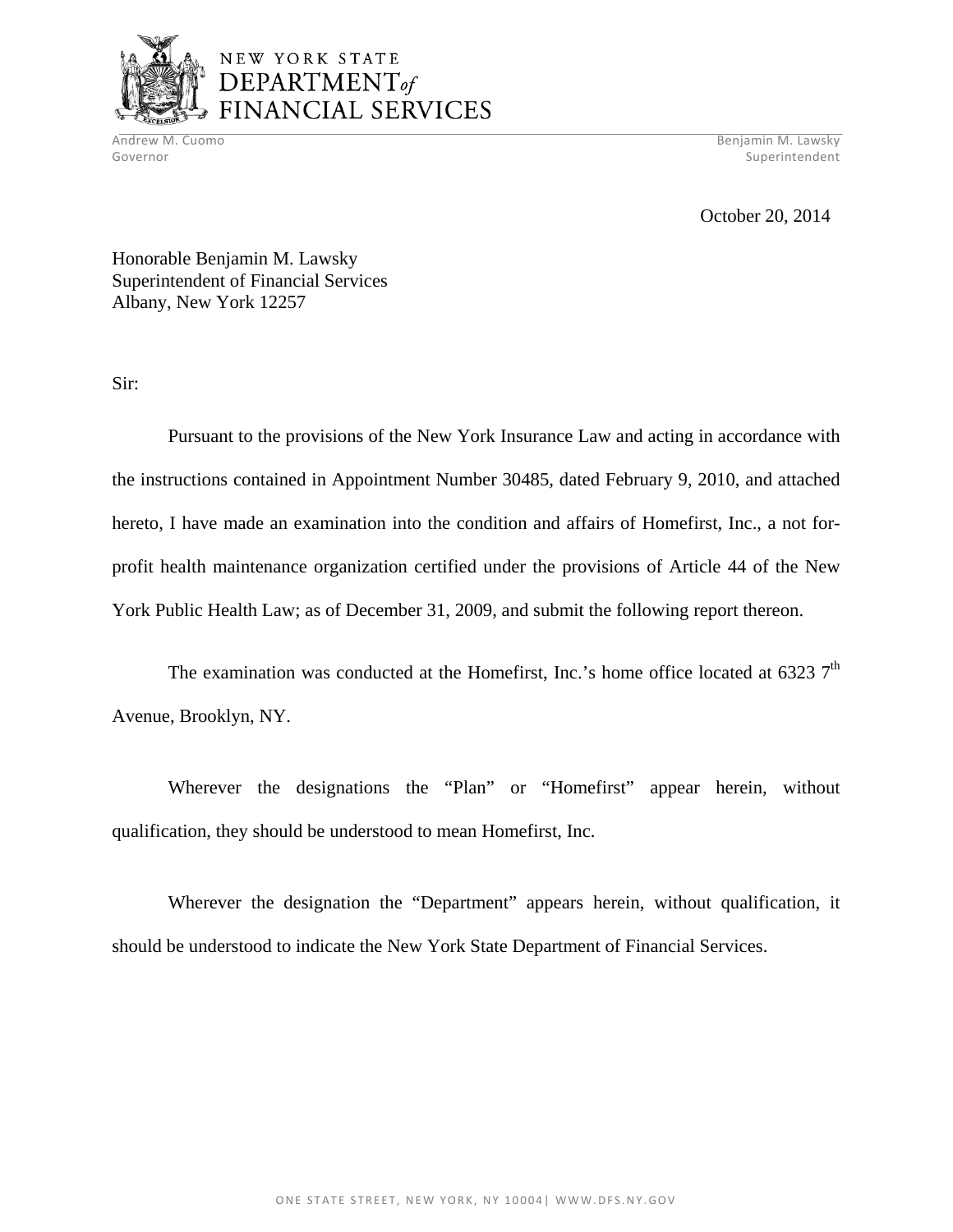NEW YORK STATE
DEPARTMENT *of*
FINANCIAL SERVICES

Andrew M. Cuomo
Governor

Benjamin M. Lawsky
Superintendent

October 20, 2014

Honorable Benjamin M. Lawsky
Superintendent of Financial Services
Albany, New York 12257

Sir:

Pursuant to the provisions of the New York Insurance Law and acting in accordance with the instructions contained in Appointment Number 30485, dated February 9, 2010, and attached hereto, I have made an examination into the condition and affairs of Homefirst, Inc., a not for-profit health maintenance organization certified under the provisions of Article 44 of the New York Public Health Law; as of December 31, 2009, and submit the following report thereon.

The examination was conducted at the Homefirst, Inc.'s home office located at 6323 7th Avenue, Brooklyn, NY.

Wherever the designations the "Plan" or "Homefirst" appear herein, without qualification, they should be understood to mean Homefirst, Inc.

Wherever the designation the "Department" appears herein, without qualification, it should be understood to indicate the New York State Department of Financial Services.

ONE STATE STREET, NEW YORK, NY 10004| WWW.DFS.NY.GOV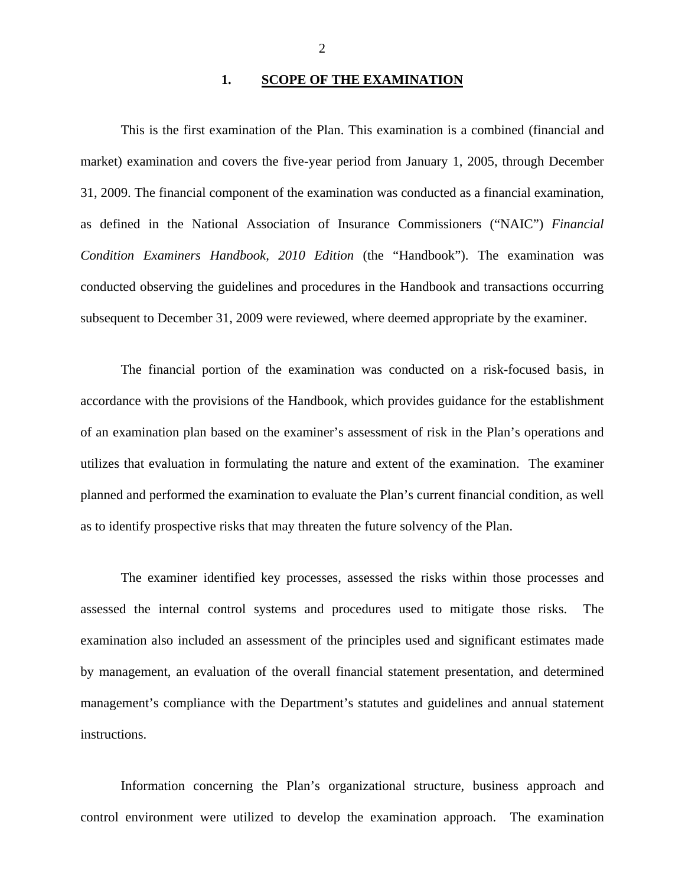## 1. SCOPE OF THE EXAMINATION

This is the first examination of the Plan. This examination is a combined (financial and market) examination and covers the five-year period from January 1, 2005, through December 31, 2009. The financial component of the examination was conducted as a financial examination, as defined in the National Association of Insurance Commissioners ("NAIC") *Financial Condition Examiners Handbook, 2010 Edition* (the "Handbook"). The examination was conducted observing the guidelines and procedures in the Handbook and transactions occurring subsequent to December 31, 2009 were reviewed, where deemed appropriate by the examiner.

The financial portion of the examination was conducted on a risk-focused basis, in accordance with the provisions of the Handbook, which provides guidance for the establishment of an examination plan based on the examiner's assessment of risk in the Plan's operations and utilizes that evaluation in formulating the nature and extent of the examination. The examiner planned and performed the examination to evaluate the Plan's current financial condition, as well as to identify prospective risks that may threaten the future solvency of the Plan.

The examiner identified key processes, assessed the risks within those processes and assessed the internal control systems and procedures used to mitigate those risks. The examination also included an assessment of the principles used and significant estimates made by management, an evaluation of the overall financial statement presentation, and determined management's compliance with the Department's statutes and guidelines and annual statement instructions.

Information concerning the Plan's organizational structure, business approach and control environment were utilized to develop the examination approach. The examination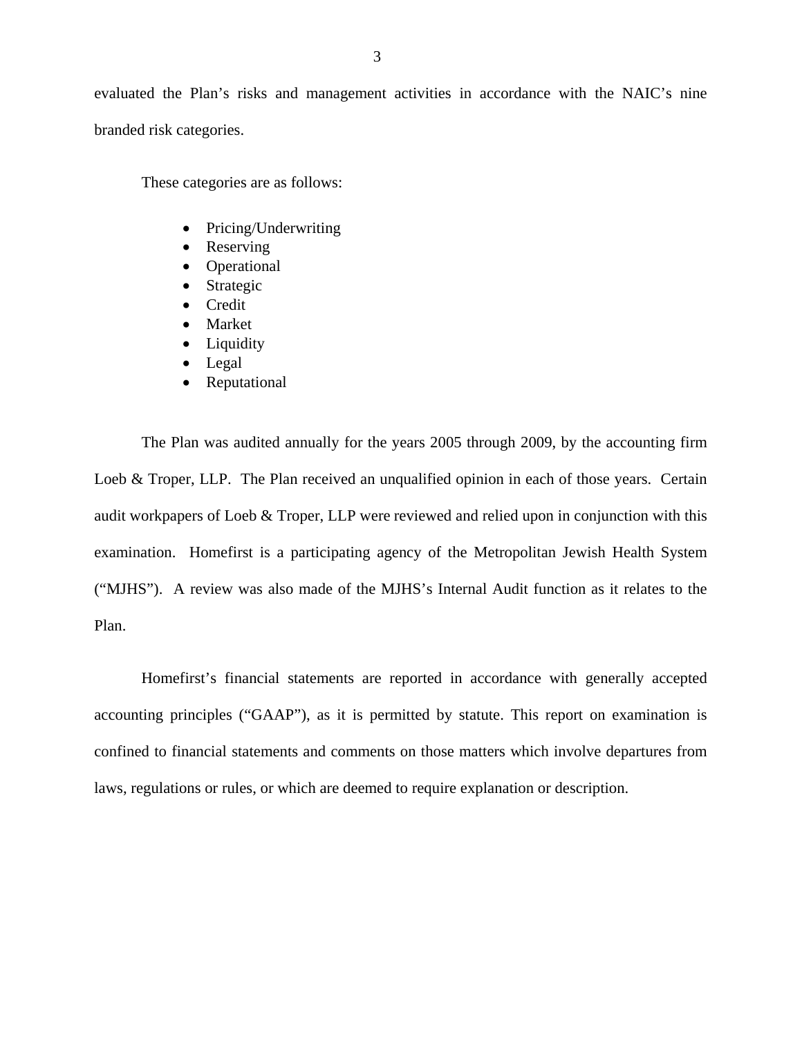evaluated the Plan's risks and management activities in accordance with the NAIC's nine branded risk categories.

These categories are as follows:

- Pricing/Underwriting
- Reserving
- Operational
- Strategic
- Credit
- Market
- Liquidity
- Legal
- Reputational

The Plan was audited annually for the years 2005 through 2009, by the accounting firm Loeb & Troper, LLP. The Plan received an unqualified opinion in each of those years. Certain audit workpapers of Loeb & Troper, LLP were reviewed and relied upon in conjunction with this examination. Homefirst is a participating agency of the Metropolitan Jewish Health System ("MJHS"). A review was also made of the MJHS's Internal Audit function as it relates to the Plan.

Homefirst's financial statements are reported in accordance with generally accepted accounting principles ("GAAP"), as it is permitted by statute. This report on examination is confined to financial statements and comments on those matters which involve departures from laws, regulations or rules, or which are deemed to require explanation or description.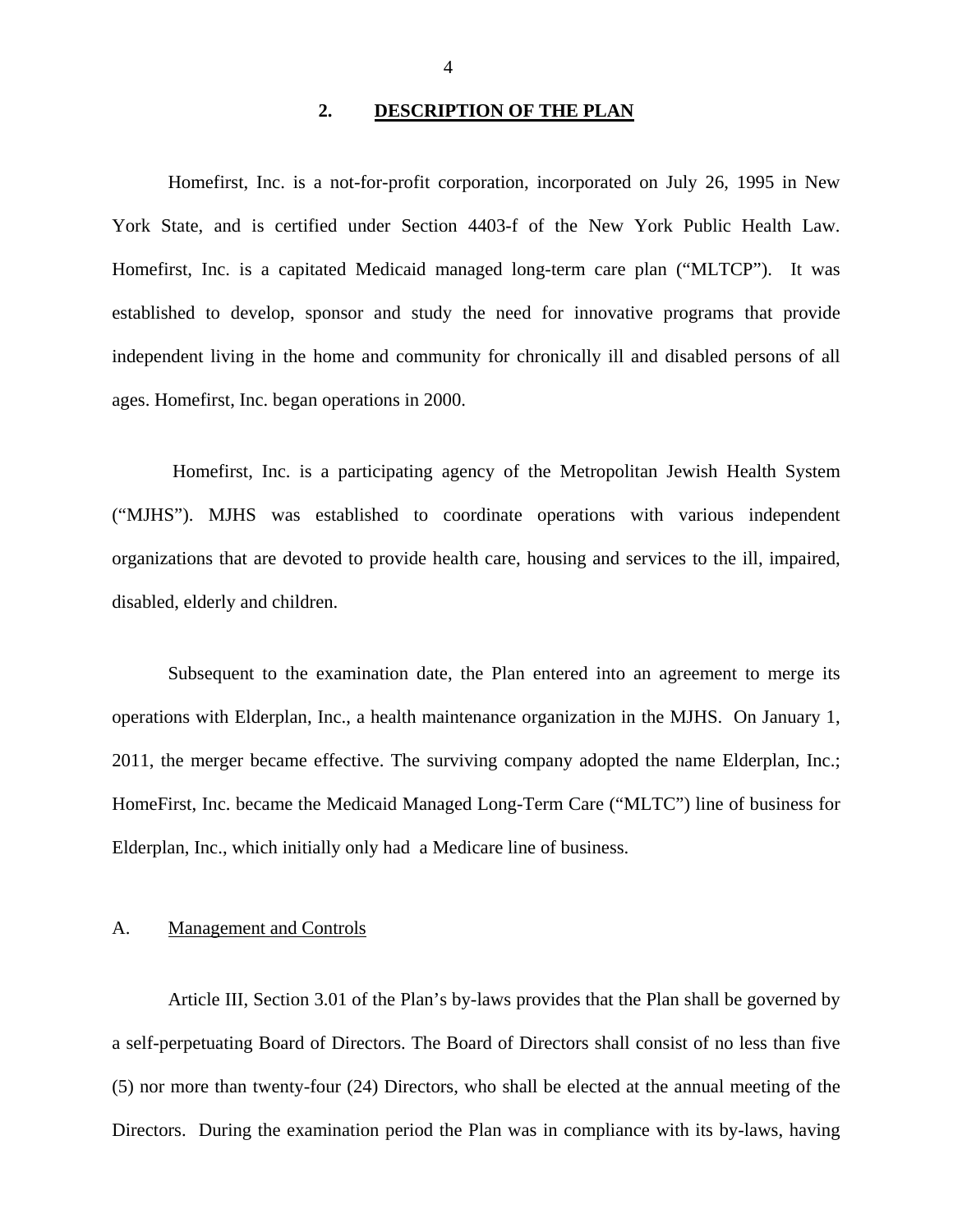## 2. DESCRIPTION OF THE PLAN

Homefirst, Inc. is a not-for-profit corporation, incorporated on July 26, 1995 in New York State, and is certified under Section 4403-f of the New York Public Health Law. Homefirst, Inc. is a capitated Medicaid managed long-term care plan ("MLTCP"). It was established to develop, sponsor and study the need for innovative programs that provide independent living in the home and community for chronically ill and disabled persons of all ages. Homefirst, Inc. began operations in 2000.

Homefirst, Inc. is a participating agency of the Metropolitan Jewish Health System ("MJHS"). MJHS was established to coordinate operations with various independent organizations that are devoted to provide health care, housing and services to the ill, impaired, disabled, elderly and children.

Subsequent to the examination date, the Plan entered into an agreement to merge its operations with Elderplan, Inc., a health maintenance organization in the MJHS. On January 1, 2011, the merger became effective. The surviving company adopted the name Elderplan, Inc.; HomeFirst, Inc. became the Medicaid Managed Long-Term Care ("MLTC") line of business for Elderplan, Inc., which initially only had a Medicare line of business.

### A. Management and Controls

Article III, Section 3.01 of the Plan's by-laws provides that the Plan shall be governed by a self-perpetuating Board of Directors. The Board of Directors shall consist of no less than five (5) nor more than twenty-four (24) Directors, who shall be elected at the annual meeting of the Directors. During the examination period the Plan was in compliance with its by-laws, having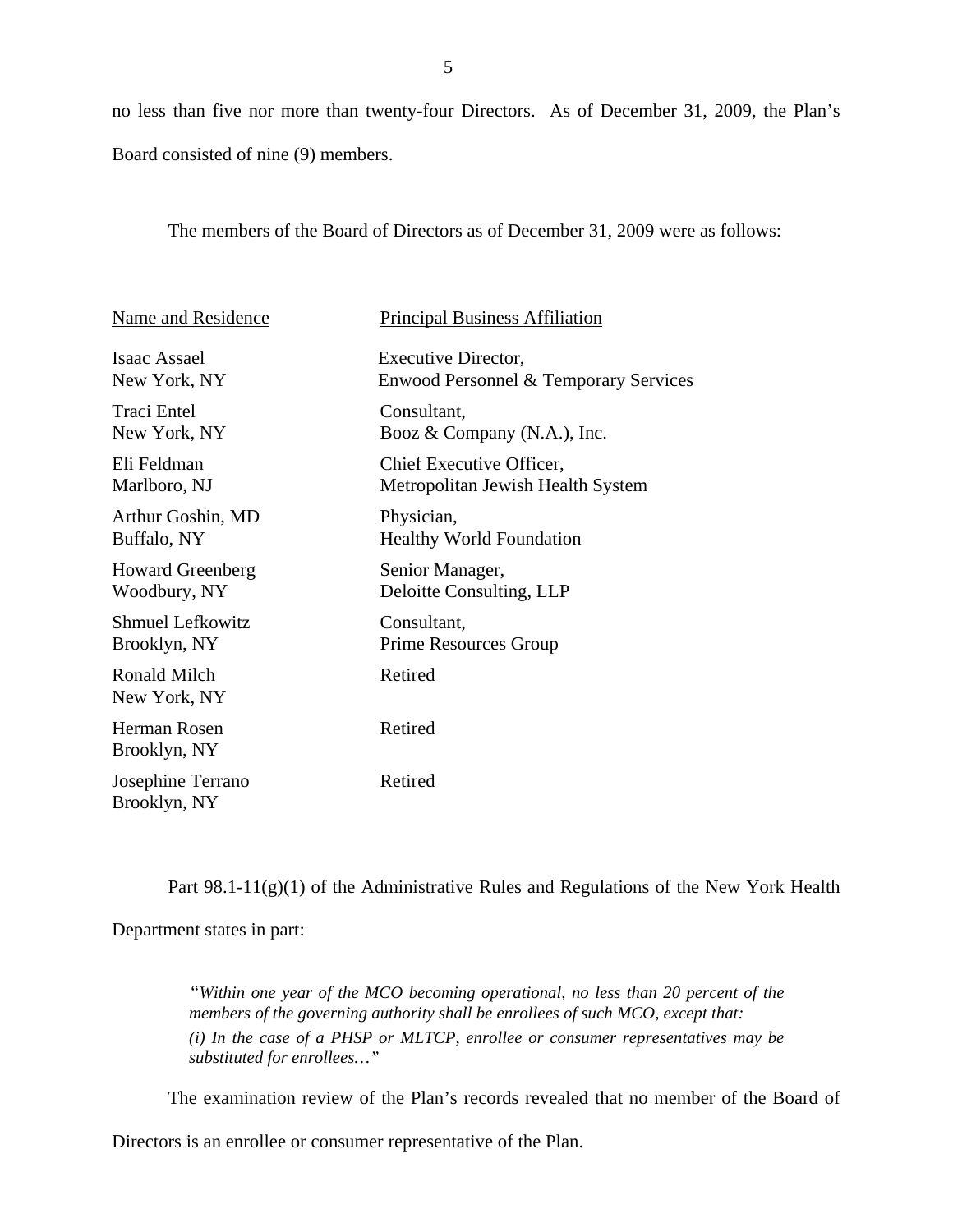no less than five nor more than twenty-four Directors. As of December 31, 2009, the Plan's Board consisted of nine (9) members.

The members of the Board of Directors as of December 31, 2009 were as follows:

| Name and Residence | Principal Business Affiliation |
|---|---|
| Isaac Assael<br>New York, NY | Executive Director,<br>Enwood Personnel & Temporary Services |
| Traci Entel<br>New York, NY | Consultant,<br>Booz & Company (N.A.), Inc. |
| Eli Feldman<br>Marlboro, NJ | Chief Executive Officer,<br>Metropolitan Jewish Health System |
| Arthur Goshin, MD<br>Buffalo, NY | Physician,<br>Healthy World Foundation |
| Howard Greenberg<br>Woodbury, NY | Senior Manager,<br>Deloitte Consulting, LLP |
| Shmuel Lefkowitz<br>Brooklyn, NY | Consultant,<br>Prime Resources Group |
| Ronald Milch<br>New York, NY | Retired |
| Herman Rosen<br>Brooklyn, NY | Retired |
| Josephine Terrano<br>Brooklyn, NY | Retired |

Part 98.1-11(g)(1) of the Administrative Rules and Regulations of the New York Health Department states in part:

> *"Within one year of the MCO becoming operational, no less than 20 percent of the members of the governing authority shall be enrollees of such MCO, except that:*
>
> *(i) In the case of a PHSP or MLTCP, enrollee or consumer representatives may be substituted for enrollees…"*

The examination review of the Plan's records revealed that no member of the Board of Directors is an enrollee or consumer representative of the Plan.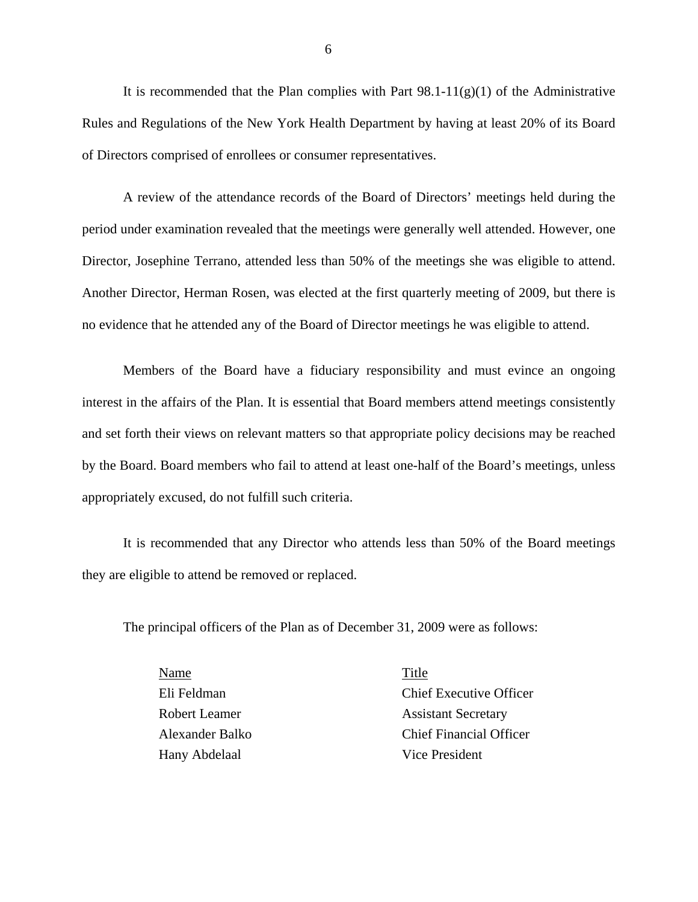It is recommended that the Plan complies with Part 98.1-11(g)(1) of the Administrative Rules and Regulations of the New York Health Department by having at least 20% of its Board of Directors comprised of enrollees or consumer representatives.

A review of the attendance records of the Board of Directors' meetings held during the period under examination revealed that the meetings were generally well attended. However, one Director, Josephine Terrano, attended less than 50% of the meetings she was eligible to attend. Another Director, Herman Rosen, was elected at the first quarterly meeting of 2009, but there is no evidence that he attended any of the Board of Director meetings he was eligible to attend.

Members of the Board have a fiduciary responsibility and must evince an ongoing interest in the affairs of the Plan. It is essential that Board members attend meetings consistently and set forth their views on relevant matters so that appropriate policy decisions may be reached by the Board. Board members who fail to attend at least one-half of the Board's meetings, unless appropriately excused, do not fulfill such criteria.

It is recommended that any Director who attends less than 50% of the Board meetings they are eligible to attend be removed or replaced.

The principal officers of the Plan as of December 31, 2009 were as follows:

| Name | Title |
|---|---|
| Eli Feldman | Chief Executive Officer |
| Robert Leamer | Assistant Secretary |
| Alexander Balko | Chief Financial Officer |
| Hany Abdelaal | Vice President |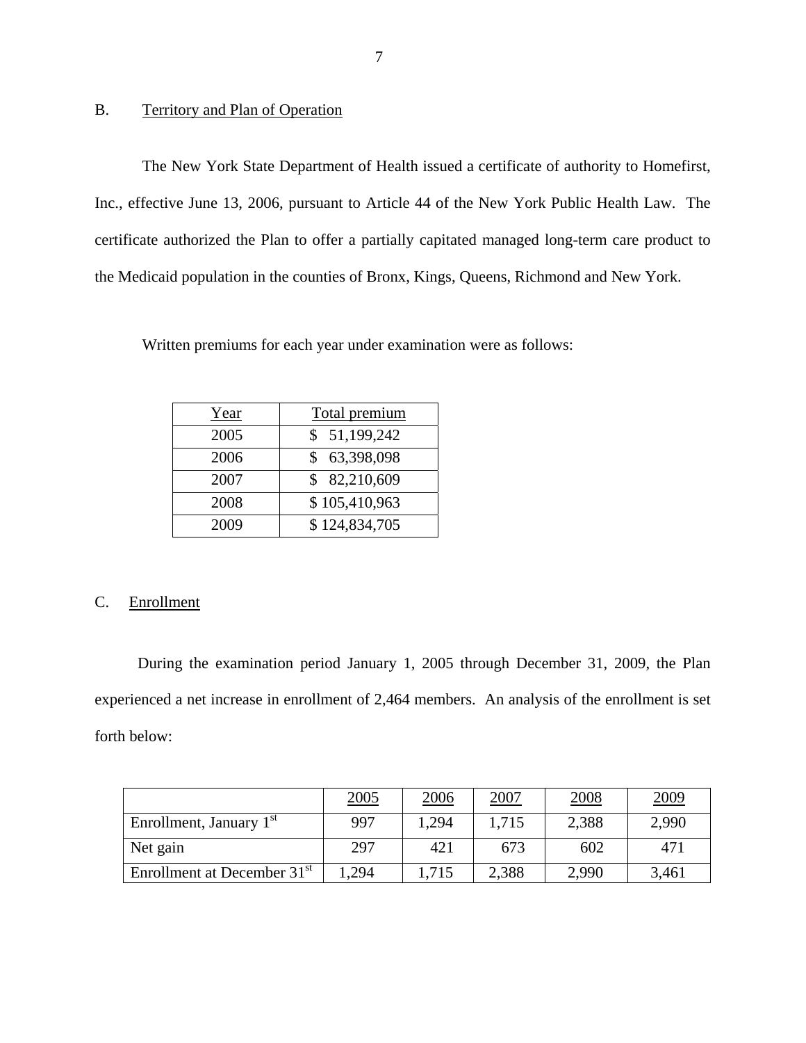## B. Territory and Plan of Operation

The New York State Department of Health issued a certificate of authority to Homefirst, Inc., effective June 13, 2006, pursuant to Article 44 of the New York Public Health Law. The certificate authorized the Plan to offer a partially capitated managed long-term care product to the Medicaid population in the counties of Bronx, Kings, Queens, Richmond and New York.

Written premiums for each year under examination were as follows:

| Year | Total premium |
|---|---|
| 2005 | $ 51,199,242 |
| 2006 | $ 63,398,098 |
| 2007 | $ 82,210,609 |
| 2008 | $ 105,410,963 |
| 2009 | $ 124,834,705 |

## C. Enrollment

During the examination period January 1, 2005 through December 31, 2009, the Plan experienced a net increase in enrollment of 2,464 members. An analysis of the enrollment is set forth below:

| | 2005 | 2006 | 2007 | 2008 | 2009 |
|---|---|---|---|---|---|
| Enrollment, January 1st | 997 | 1,294 | 1,715 | 2,388 | 2,990 |
| Net gain | 297 | 421 | 673 | 602 | 471 |
| Enrollment at December 31st | 1,294 | 1,715 | 2,388 | 2,990 | 3,461 |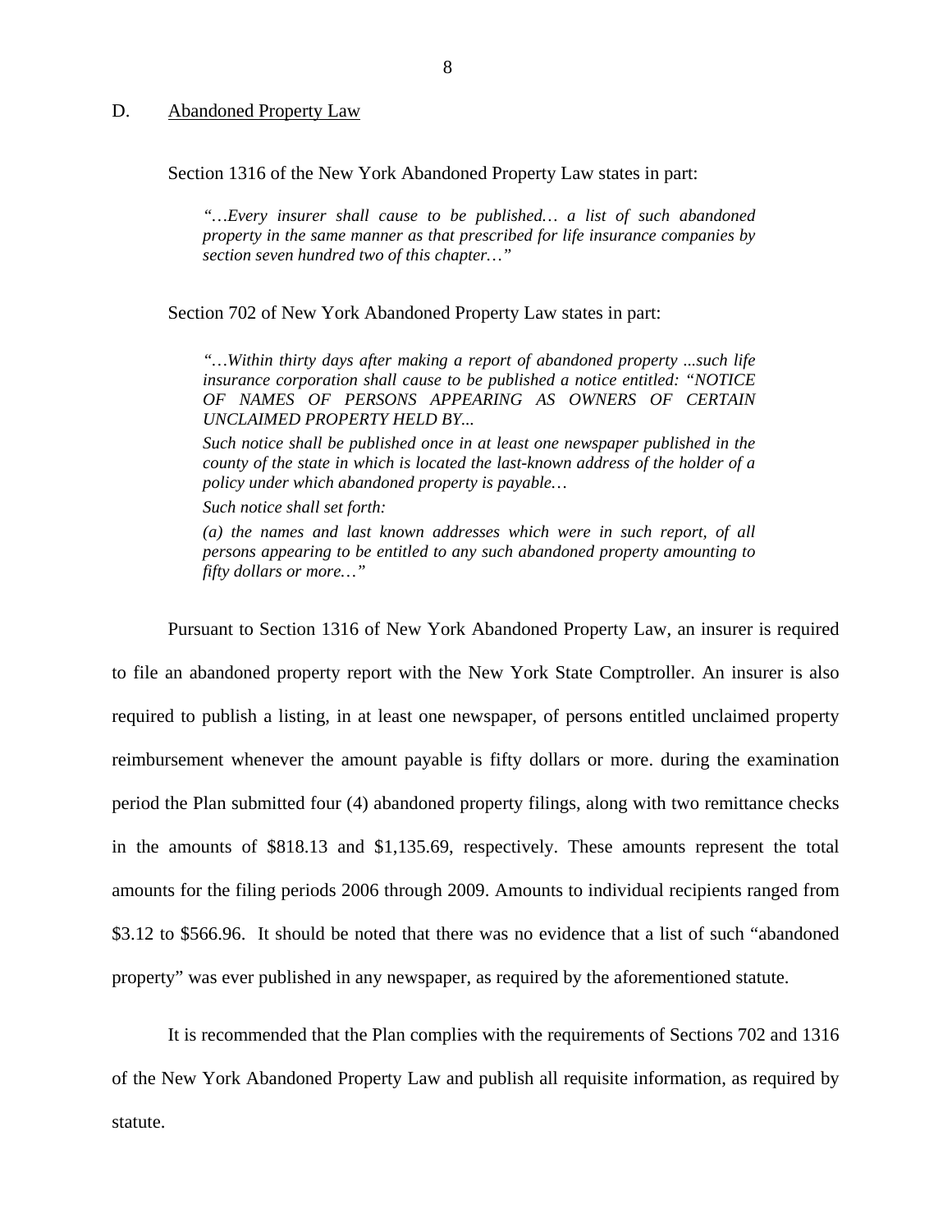## D. Abandoned Property Law

Section 1316 of the New York Abandoned Property Law states in part:

> *"…Every insurer shall cause to be published… a list of such abandoned property in the same manner as that prescribed for life insurance companies by section seven hundred two of this chapter…"*

Section 702 of New York Abandoned Property Law states in part:

> *"…Within thirty days after making a report of abandoned property ...such life insurance corporation shall cause to be published a notice entitled: "NOTICE OF NAMES OF PERSONS APPEARING AS OWNERS OF CERTAIN UNCLAIMED PROPERTY HELD BY...*
>
> *Such notice shall be published once in at least one newspaper published in the county of the state in which is located the last-known address of the holder of a policy under which abandoned property is payable…*
>
> *Such notice shall set forth:*
>
> *(a) the names and last known addresses which were in such report, of all persons appearing to be entitled to any such abandoned property amounting to fifty dollars or more…"*

Pursuant to Section 1316 of New York Abandoned Property Law, an insurer is required to file an abandoned property report with the New York State Comptroller. An insurer is also required to publish a listing, in at least one newspaper, of persons entitled unclaimed property reimbursement whenever the amount payable is fifty dollars or more. during the examination period the Plan submitted four (4) abandoned property filings, along with two remittance checks in the amounts of $818.13 and $1,135.69, respectively. These amounts represent the total amounts for the filing periods 2006 through 2009. Amounts to individual recipients ranged from $3.12 to $566.96. It should be noted that there was no evidence that a list of such "abandoned property" was ever published in any newspaper, as required by the aforementioned statute.

It is recommended that the Plan complies with the requirements of Sections 702 and 1316 of the New York Abandoned Property Law and publish all requisite information, as required by statute.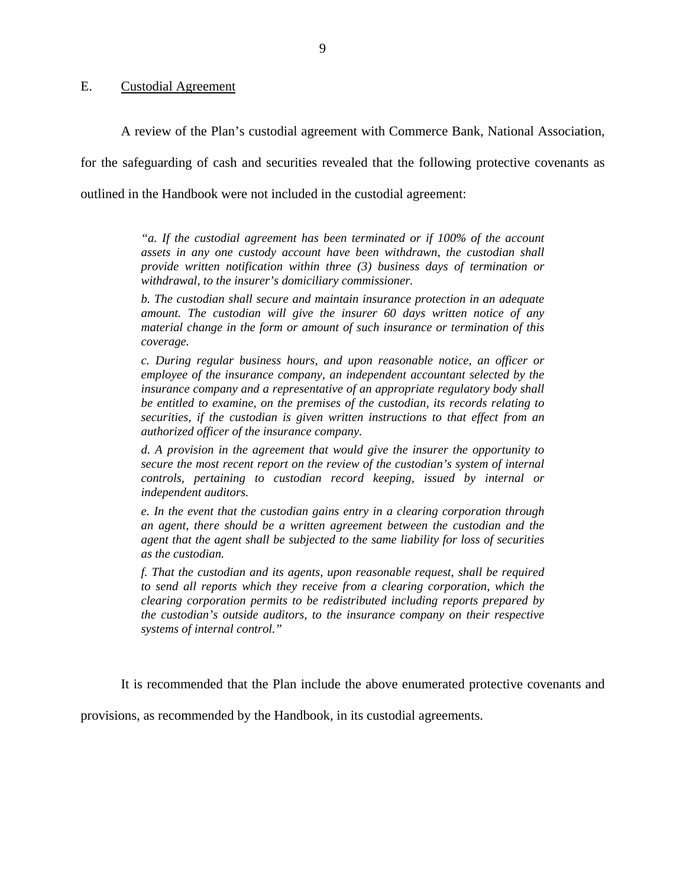## E. Custodial Agreement

A review of the Plan's custodial agreement with Commerce Bank, National Association, for the safeguarding of cash and securities revealed that the following protective covenants as outlined in the Handbook were not included in the custodial agreement:

> *"a. If the custodial agreement has been terminated or if 100% of the account assets in any one custody account have been withdrawn, the custodian shall provide written notification within three (3) business days of termination or withdrawal, to the insurer's domiciliary commissioner.*
>
> *b. The custodian shall secure and maintain insurance protection in an adequate amount. The custodian will give the insurer 60 days written notice of any material change in the form or amount of such insurance or termination of this coverage.*
>
> *c. During regular business hours, and upon reasonable notice, an officer or employee of the insurance company, an independent accountant selected by the insurance company and a representative of an appropriate regulatory body shall be entitled to examine, on the premises of the custodian, its records relating to securities, if the custodian is given written instructions to that effect from an authorized officer of the insurance company.*
>
> *d. A provision in the agreement that would give the insurer the opportunity to secure the most recent report on the review of the custodian's system of internal controls, pertaining to custodian record keeping, issued by internal or independent auditors.*
>
> *e. In the event that the custodian gains entry in a clearing corporation through an agent, there should be a written agreement between the custodian and the agent that the agent shall be subjected to the same liability for loss of securities as the custodian.*
>
> *f. That the custodian and its agents, upon reasonable request, shall be required to send all reports which they receive from a clearing corporation, which the clearing corporation permits to be redistributed including reports prepared by the custodian's outside auditors, to the insurance company on their respective systems of internal control."*

It is recommended that the Plan include the above enumerated protective covenants and provisions, as recommended by the Handbook, in its custodial agreements.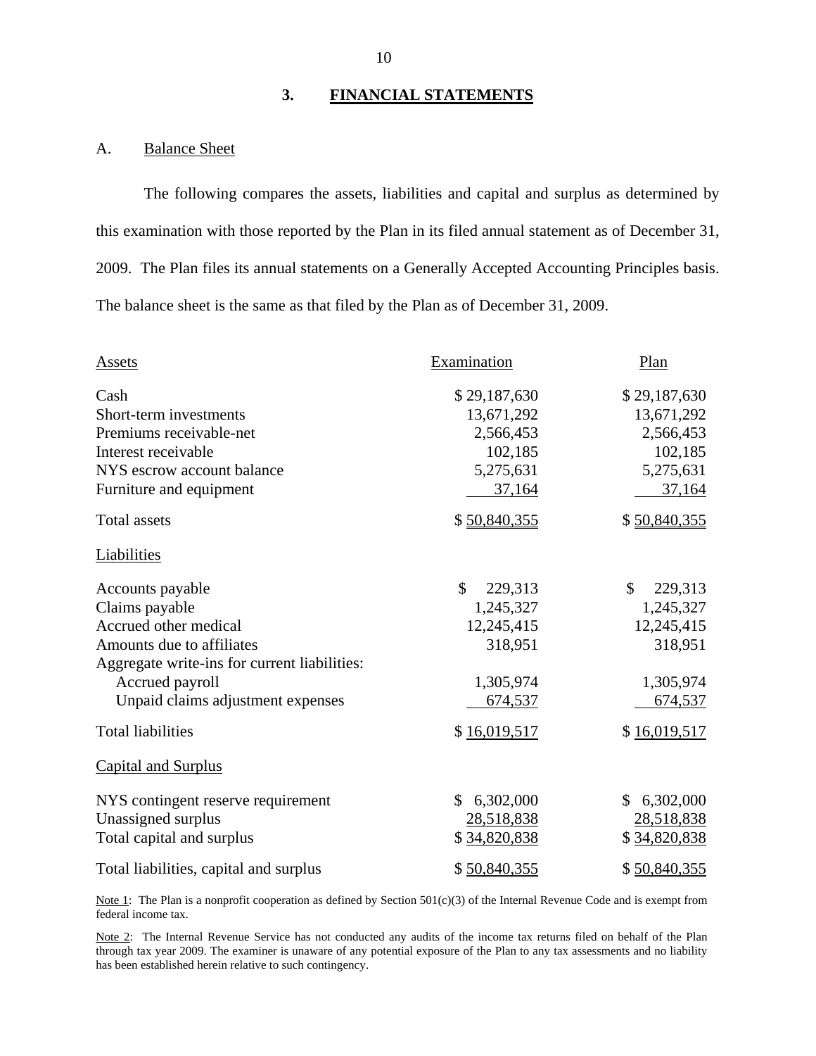## 3. FINANCIAL STATEMENTS

### A. Balance Sheet

The following compares the assets, liabilities and capital and surplus as determined by this examination with those reported by the Plan in its filed annual statement as of December 31, 2009. The Plan files its annual statements on a Generally Accepted Accounting Principles basis. The balance sheet is the same as that filed by the Plan as of December 31, 2009.

| Assets | Examination | Plan |
|---|---|---|
| Cash | $ 29,187,630 | $ 29,187,630 |
| Short-term investments | 13,671,292 | 13,671,292 |
| Premiums receivable-net | 2,566,453 | 2,566,453 |
| Interest receivable | 102,185 | 102,185 |
| NYS escrow account balance | 5,275,631 | 5,275,631 |
| Furniture and equipment | 37,164 | 37,164 |
| Total assets | $ 50,840,355 | $ 50,840,355 |
| **Liabilities** | | |
| Accounts payable | $ 229,313 | $ 229,313 |
| Claims payable | 1,245,327 | 1,245,327 |
| Accrued other medical | 12,245,415 | 12,245,415 |
| Amounts due to affiliates | 318,951 | 318,951 |
| Aggregate write-ins for current liabilities: | | |
| Accrued payroll | 1,305,974 | 1,305,974 |
| Unpaid claims adjustment expenses | 674,537 | 674,537 |
| Total liabilities | $ 16,019,517 | $ 16,019,517 |
| **Capital and Surplus** | | |
| NYS contingent reserve requirement | $ 6,302,000 | $ 6,302,000 |
| Unassigned surplus | 28,518,838 | 28,518,838 |
| Total capital and surplus | $ 34,820,838 | $ 34,820,838 |
| Total liabilities, capital and surplus | $ 50,840,355 | $ 50,840,355 |

Note 1: The Plan is a nonprofit cooperation as defined by Section 501(c)(3) of the Internal Revenue Code and is exempt from federal income tax.

Note 2: The Internal Revenue Service has not conducted any audits of the income tax returns filed on behalf of the Plan through tax year 2009. The examiner is unaware of any potential exposure of the Plan to any tax assessments and no liability has been established herein relative to such contingency.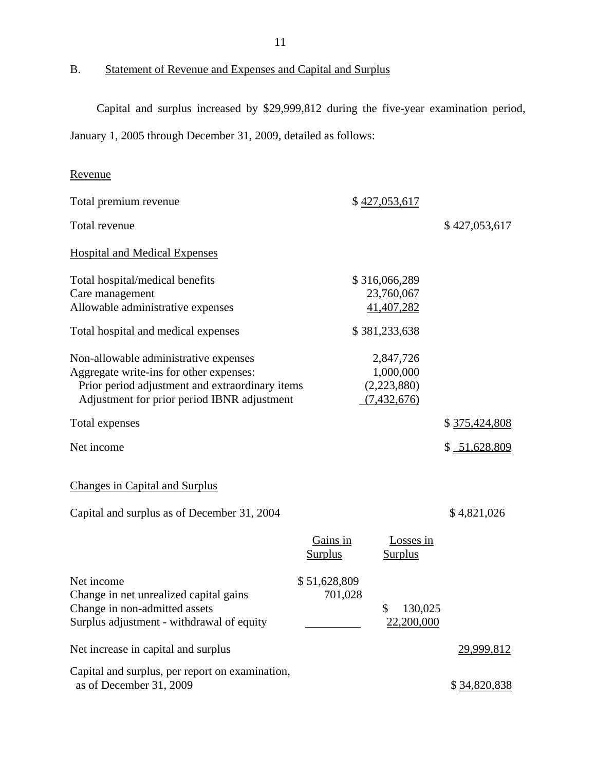## B. Statement of Revenue and Expenses and Capital and Surplus

Capital and surplus increased by $29,999,812 during the five-year examination period, January 1, 2005 through December 31, 2009, detailed as follows:

| | | |
|---|---|---|
| Revenue | | |
| Total premium revenue | $ 427,053,617 | |
| Total revenue | | $ 427,053,617 |
| Hospital and Medical Expenses | | |
| Total hospital/medical benefits | $ 316,066,289 | |
| Care management | 23,760,067 | |
| Allowable administrative expenses | 41,407,282 | |
| Total hospital and medical expenses | $ 381,233,638 | |
| Non-allowable administrative expenses | 2,847,726 | |
| Aggregate write-ins for other expenses: | 1,000,000 | |
| Prior period adjustment and extraordinary items | (2,223,880) | |
| Adjustment for prior period IBNR adjustment | (7,432,676) | |
| Total expenses | | $ 375,424,808 |
| Net income | | $ 51,628,809 |

**Changes in Capital and Surplus**

| | Gains in Surplus | Losses in Surplus | |
|---|---|---|---|
| Capital and surplus as of December 31, 2004 | | | $ 4,821,026 |
| Net income | $ 51,628,809 | | |
| Change in net unrealized capital gains | 701,028 | | |
| Change in non-admitted assets | | $ 130,025 | |
| Surplus adjustment - withdrawal of equity | | 22,200,000 | |
| Net increase in capital and surplus | | | 29,999,812 |
| Capital and surplus, per report on examination, as of December 31, 2009 | | | $ 34,820,838 |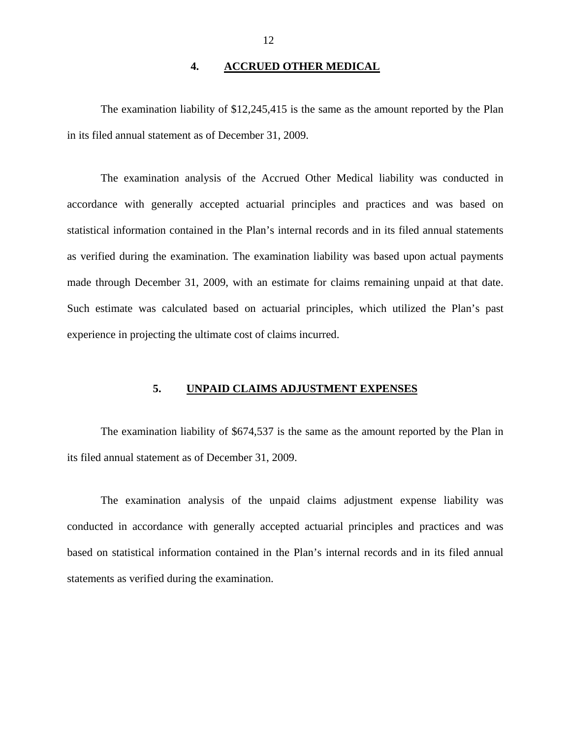## 4. ACCRUED OTHER MEDICAL

The examination liability of $12,245,415 is the same as the amount reported by the Plan in its filed annual statement as of December 31, 2009.

The examination analysis of the Accrued Other Medical liability was conducted in accordance with generally accepted actuarial principles and practices and was based on statistical information contained in the Plan's internal records and in its filed annual statements as verified during the examination. The examination liability was based upon actual payments made through December 31, 2009, with an estimate for claims remaining unpaid at that date. Such estimate was calculated based on actuarial principles, which utilized the Plan's past experience in projecting the ultimate cost of claims incurred.

## 5. UNPAID CLAIMS ADJUSTMENT EXPENSES

The examination liability of $674,537 is the same as the amount reported by the Plan in its filed annual statement as of December 31, 2009.

The examination analysis of the unpaid claims adjustment expense liability was conducted in accordance with generally accepted actuarial principles and practices and was based on statistical information contained in the Plan's internal records and in its filed annual statements as verified during the examination.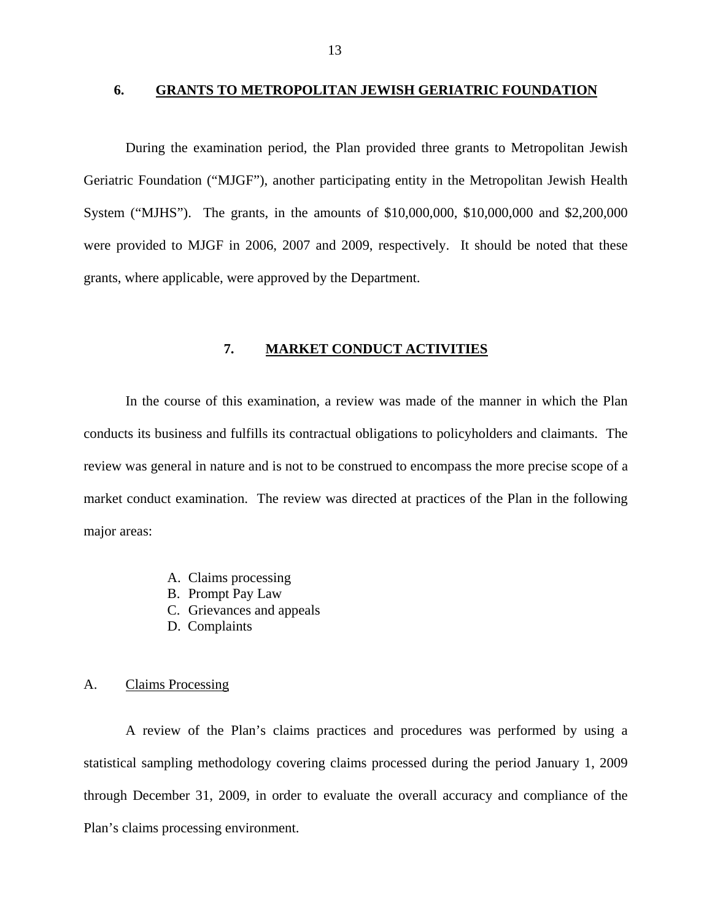## 6. GRANTS TO METROPOLITAN JEWISH GERIATRIC FOUNDATION

During the examination period, the Plan provided three grants to Metropolitan Jewish Geriatric Foundation ("MJGF"), another participating entity in the Metropolitan Jewish Health System ("MJHS"). The grants, in the amounts of $10,000,000, $10,000,000 and $2,200,000 were provided to MJGF in 2006, 2007 and 2009, respectively. It should be noted that these grants, where applicable, were approved by the Department.

## 7. MARKET CONDUCT ACTIVITIES

In the course of this examination, a review was made of the manner in which the Plan conducts its business and fulfills its contractual obligations to policyholders and claimants. The review was general in nature and is not to be construed to encompass the more precise scope of a market conduct examination. The review was directed at practices of the Plan in the following major areas:

A. Claims processing
B. Prompt Pay Law
C. Grievances and appeals
D. Complaints

### A. Claims Processing

A review of the Plan's claims practices and procedures was performed by using a statistical sampling methodology covering claims processed during the period January 1, 2009 through December 31, 2009, in order to evaluate the overall accuracy and compliance of the Plan's claims processing environment.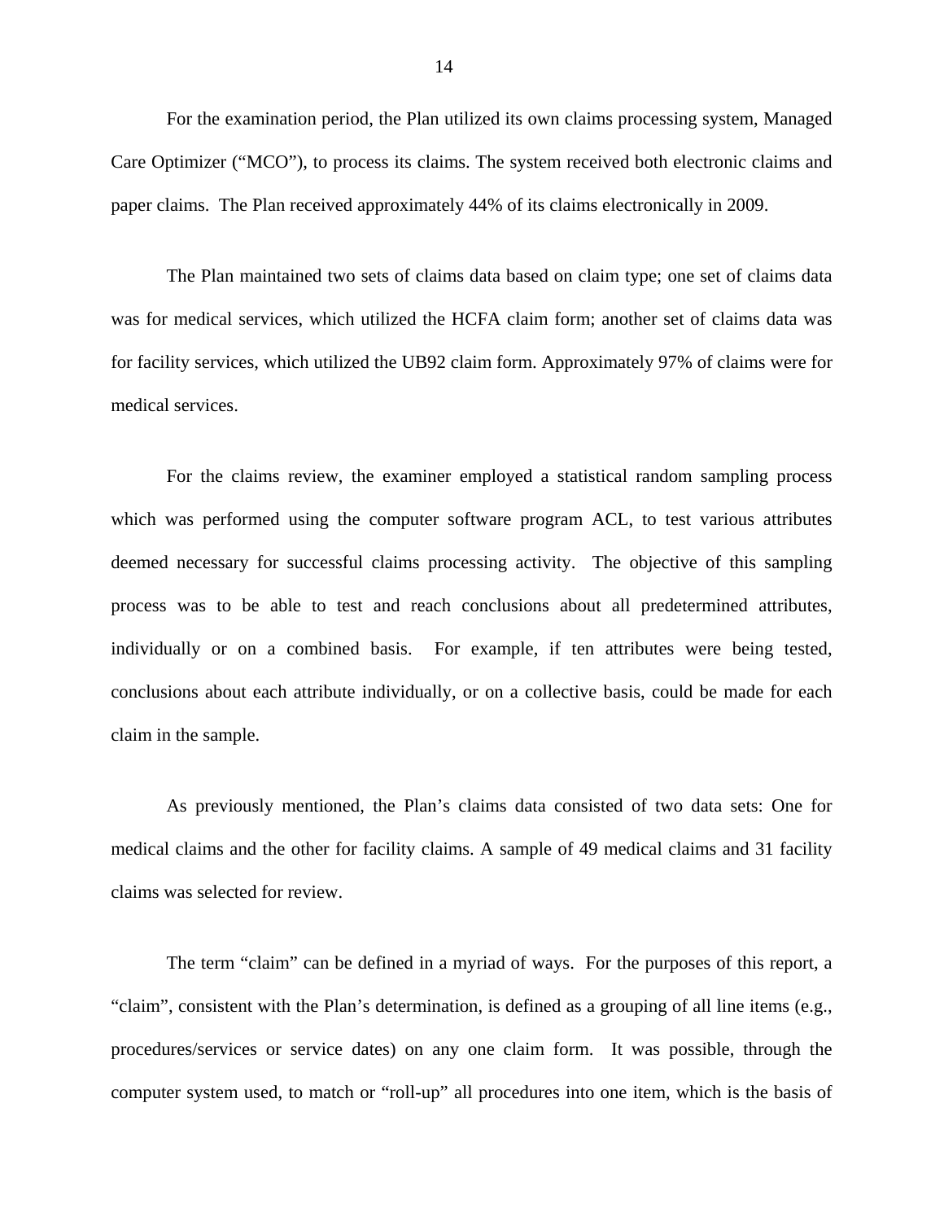For the examination period, the Plan utilized its own claims processing system, Managed Care Optimizer ("MCO"), to process its claims. The system received both electronic claims and paper claims. The Plan received approximately 44% of its claims electronically in 2009.

The Plan maintained two sets of claims data based on claim type; one set of claims data was for medical services, which utilized the HCFA claim form; another set of claims data was for facility services, which utilized the UB92 claim form. Approximately 97% of claims were for medical services.

For the claims review, the examiner employed a statistical random sampling process which was performed using the computer software program ACL, to test various attributes deemed necessary for successful claims processing activity. The objective of this sampling process was to be able to test and reach conclusions about all predetermined attributes, individually or on a combined basis. For example, if ten attributes were being tested, conclusions about each attribute individually, or on a collective basis, could be made for each claim in the sample.

As previously mentioned, the Plan's claims data consisted of two data sets: One for medical claims and the other for facility claims. A sample of 49 medical claims and 31 facility claims was selected for review.

The term "claim" can be defined in a myriad of ways. For the purposes of this report, a "claim", consistent with the Plan's determination, is defined as a grouping of all line items (e.g., procedures/services or service dates) on any one claim form. It was possible, through the computer system used, to match or "roll-up" all procedures into one item, which is the basis of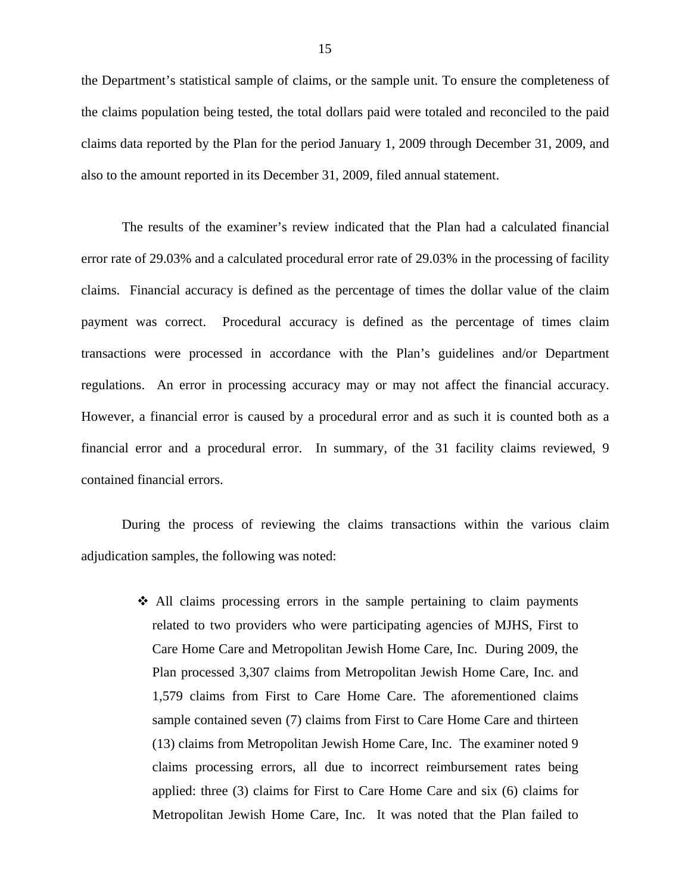the Department's statistical sample of claims, or the sample unit. To ensure the completeness of the claims population being tested, the total dollars paid were totaled and reconciled to the paid claims data reported by the Plan for the period January 1, 2009 through December 31, 2009, and also to the amount reported in its December 31, 2009, filed annual statement.

The results of the examiner's review indicated that the Plan had a calculated financial error rate of 29.03% and a calculated procedural error rate of 29.03% in the processing of facility claims. Financial accuracy is defined as the percentage of times the dollar value of the claim payment was correct. Procedural accuracy is defined as the percentage of times claim transactions were processed in accordance with the Plan's guidelines and/or Department regulations. An error in processing accuracy may or may not affect the financial accuracy. However, a financial error is caused by a procedural error and as such it is counted both as a financial error and a procedural error. In summary, of the 31 facility claims reviewed, 9 contained financial errors.

During the process of reviewing the claims transactions within the various claim adjudication samples, the following was noted:

- All claims processing errors in the sample pertaining to claim payments related to two providers who were participating agencies of MJHS, First to Care Home Care and Metropolitan Jewish Home Care, Inc. During 2009, the Plan processed 3,307 claims from Metropolitan Jewish Home Care, Inc. and 1,579 claims from First to Care Home Care. The aforementioned claims sample contained seven (7) claims from First to Care Home Care and thirteen (13) claims from Metropolitan Jewish Home Care, Inc. The examiner noted 9 claims processing errors, all due to incorrect reimbursement rates being applied: three (3) claims for First to Care Home Care and six (6) claims for Metropolitan Jewish Home Care, Inc. It was noted that the Plan failed to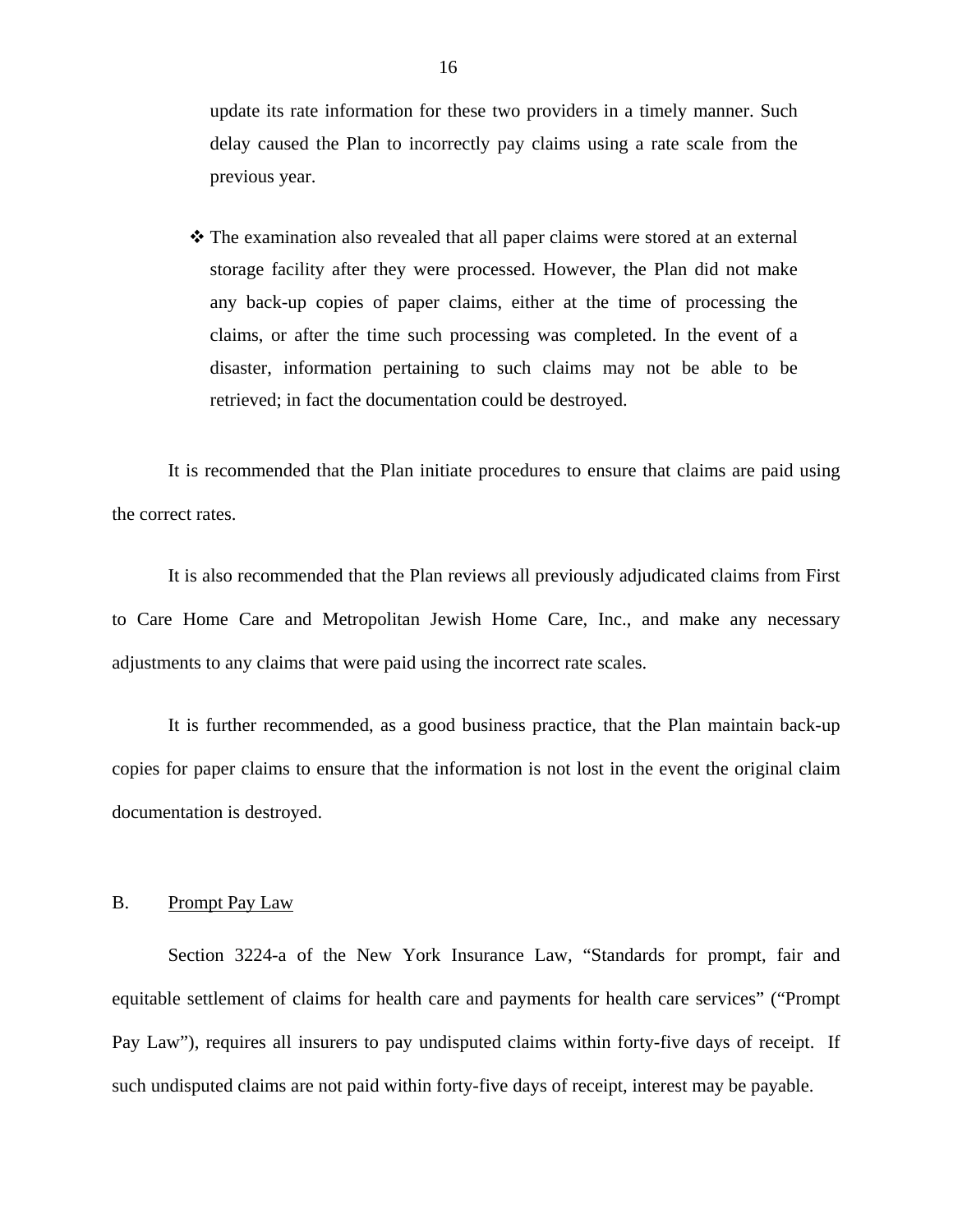update its rate information for these two providers in a timely manner. Such delay caused the Plan to incorrectly pay claims using a rate scale from the previous year.

- ❖ The examination also revealed that all paper claims were stored at an external storage facility after they were processed. However, the Plan did not make any back-up copies of paper claims, either at the time of processing the claims, or after the time such processing was completed. In the event of a disaster, information pertaining to such claims may not be able to be retrieved; in fact the documentation could be destroyed.

It is recommended that the Plan initiate procedures to ensure that claims are paid using the correct rates.

It is also recommended that the Plan reviews all previously adjudicated claims from First to Care Home Care and Metropolitan Jewish Home Care, Inc., and make any necessary adjustments to any claims that were paid using the incorrect rate scales.

It is further recommended, as a good business practice, that the Plan maintain back-up copies for paper claims to ensure that the information is not lost in the event the original claim documentation is destroyed.

## B. Prompt Pay Law

Section 3224-a of the New York Insurance Law, "Standards for prompt, fair and equitable settlement of claims for health care and payments for health care services" ("Prompt Pay Law"), requires all insurers to pay undisputed claims within forty-five days of receipt. If such undisputed claims are not paid within forty-five days of receipt, interest may be payable.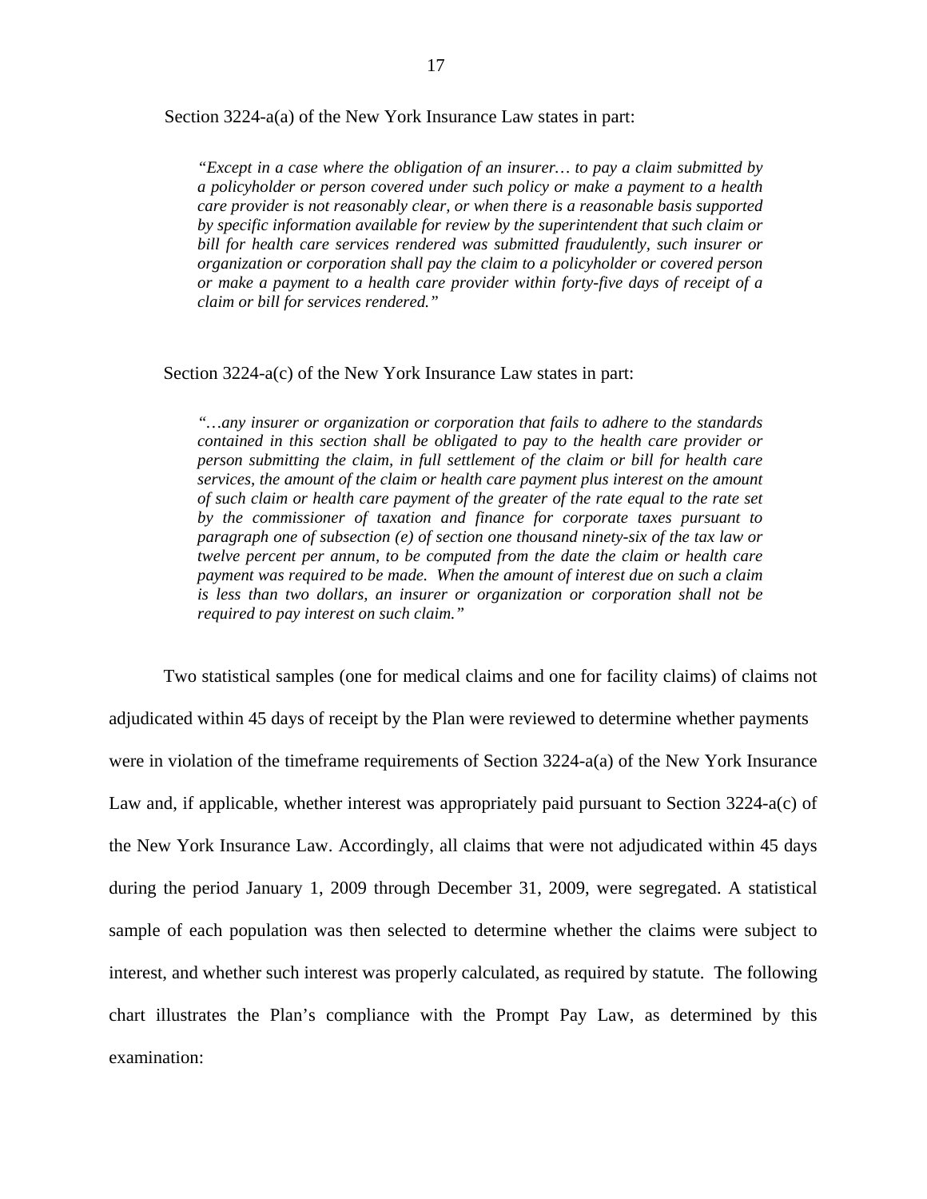Section 3224-a(a) of the New York Insurance Law states in part:

> *"Except in a case where the obligation of an insurer… to pay a claim submitted by a policyholder or person covered under such policy or make a payment to a health care provider is not reasonably clear, or when there is a reasonable basis supported by specific information available for review by the superintendent that such claim or bill for health care services rendered was submitted fraudulently, such insurer or organization or corporation shall pay the claim to a policyholder or covered person or make a payment to a health care provider within forty-five days of receipt of a claim or bill for services rendered."*

Section 3224-a(c) of the New York Insurance Law states in part:

> *"…any insurer or organization or corporation that fails to adhere to the standards contained in this section shall be obligated to pay to the health care provider or person submitting the claim, in full settlement of the claim or bill for health care services, the amount of the claim or health care payment plus interest on the amount of such claim or health care payment of the greater of the rate equal to the rate set by the commissioner of taxation and finance for corporate taxes pursuant to paragraph one of subsection (e) of section one thousand ninety-six of the tax law or twelve percent per annum, to be computed from the date the claim or health care payment was required to be made. When the amount of interest due on such a claim is less than two dollars, an insurer or organization or corporation shall not be required to pay interest on such claim."*

Two statistical samples (one for medical claims and one for facility claims) of claims not adjudicated within 45 days of receipt by the Plan were reviewed to determine whether payments were in violation of the timeframe requirements of Section 3224-a(a) of the New York Insurance Law and, if applicable, whether interest was appropriately paid pursuant to Section 3224-a(c) of the New York Insurance Law. Accordingly, all claims that were not adjudicated within 45 days during the period January 1, 2009 through December 31, 2009, were segregated. A statistical sample of each population was then selected to determine whether the claims were subject to interest, and whether such interest was properly calculated, as required by statute. The following chart illustrates the Plan's compliance with the Prompt Pay Law, as determined by this examination: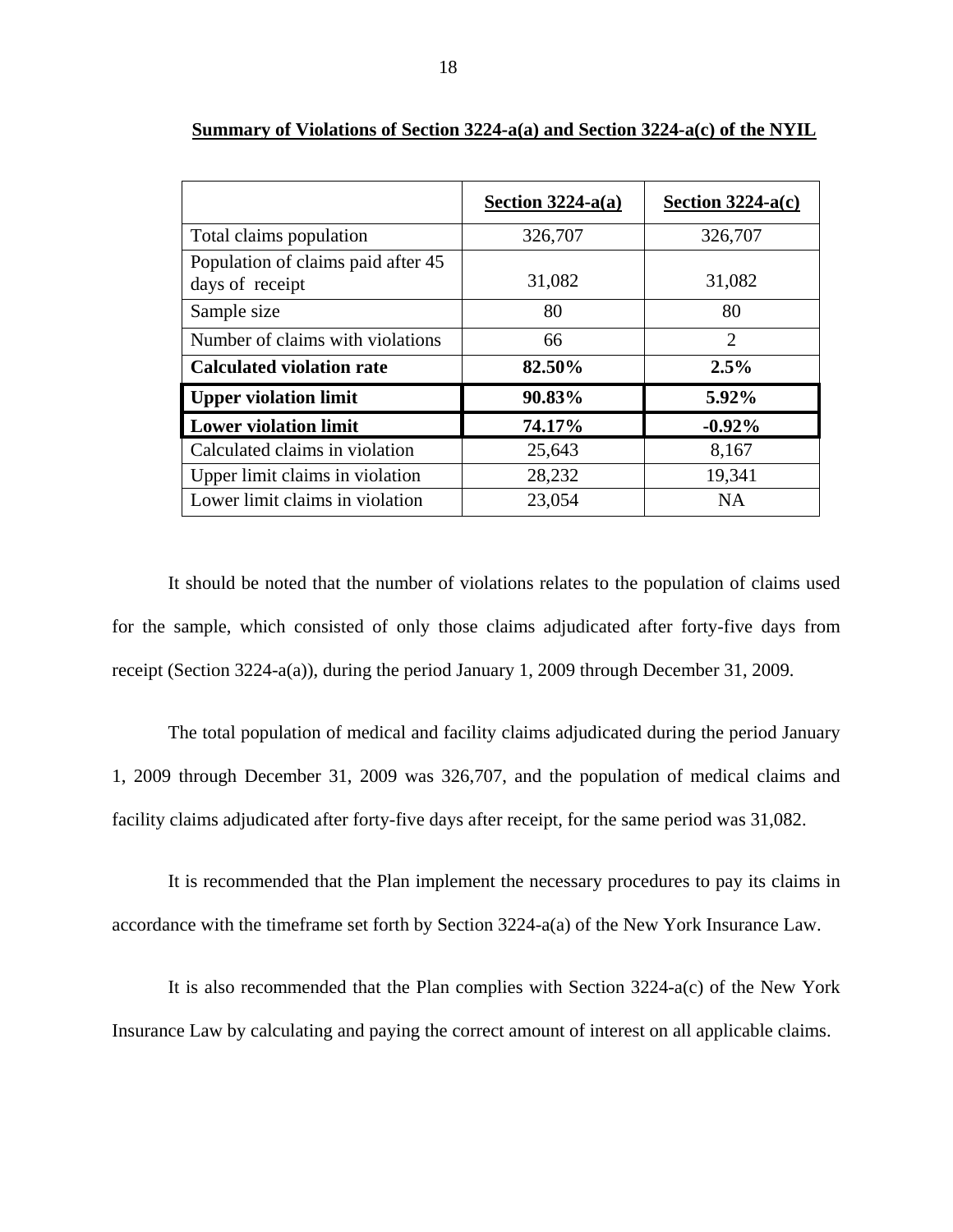**Summary of Violations of Section 3224-a(a) and Section 3224-a(c) of the NYIL**

| | Section 3224-a(a) | Section 3224-a(c) |
|---|---|---|
| Total claims population | 326,707 | 326,707 |
| Population of claims paid after 45 days of receipt | 31,082 | 31,082 |
| Sample size | 80 | 80 |
| Number of claims with violations | 66 | 2 |
| **Calculated violation rate** | **82.50%** | **2.5%** |
| **Upper violation limit** | **90.83%** | **5.92%** |
| **Lower violation limit** | **74.17%** | **-0.92%** |
| Calculated claims in violation | 25,643 | 8,167 |
| Upper limit claims in violation | 28,232 | 19,341 |
| Lower limit claims in violation | 23,054 | NA |

It should be noted that the number of violations relates to the population of claims used for the sample, which consisted of only those claims adjudicated after forty-five days from receipt (Section 3224-a(a)), during the period January 1, 2009 through December 31, 2009.

The total population of medical and facility claims adjudicated during the period January 1, 2009 through December 31, 2009 was 326,707, and the population of medical claims and facility claims adjudicated after forty-five days after receipt, for the same period was 31,082.

It is recommended that the Plan implement the necessary procedures to pay its claims in accordance with the timeframe set forth by Section 3224-a(a) of the New York Insurance Law.

It is also recommended that the Plan complies with Section 3224-a(c) of the New York Insurance Law by calculating and paying the correct amount of interest on all applicable claims.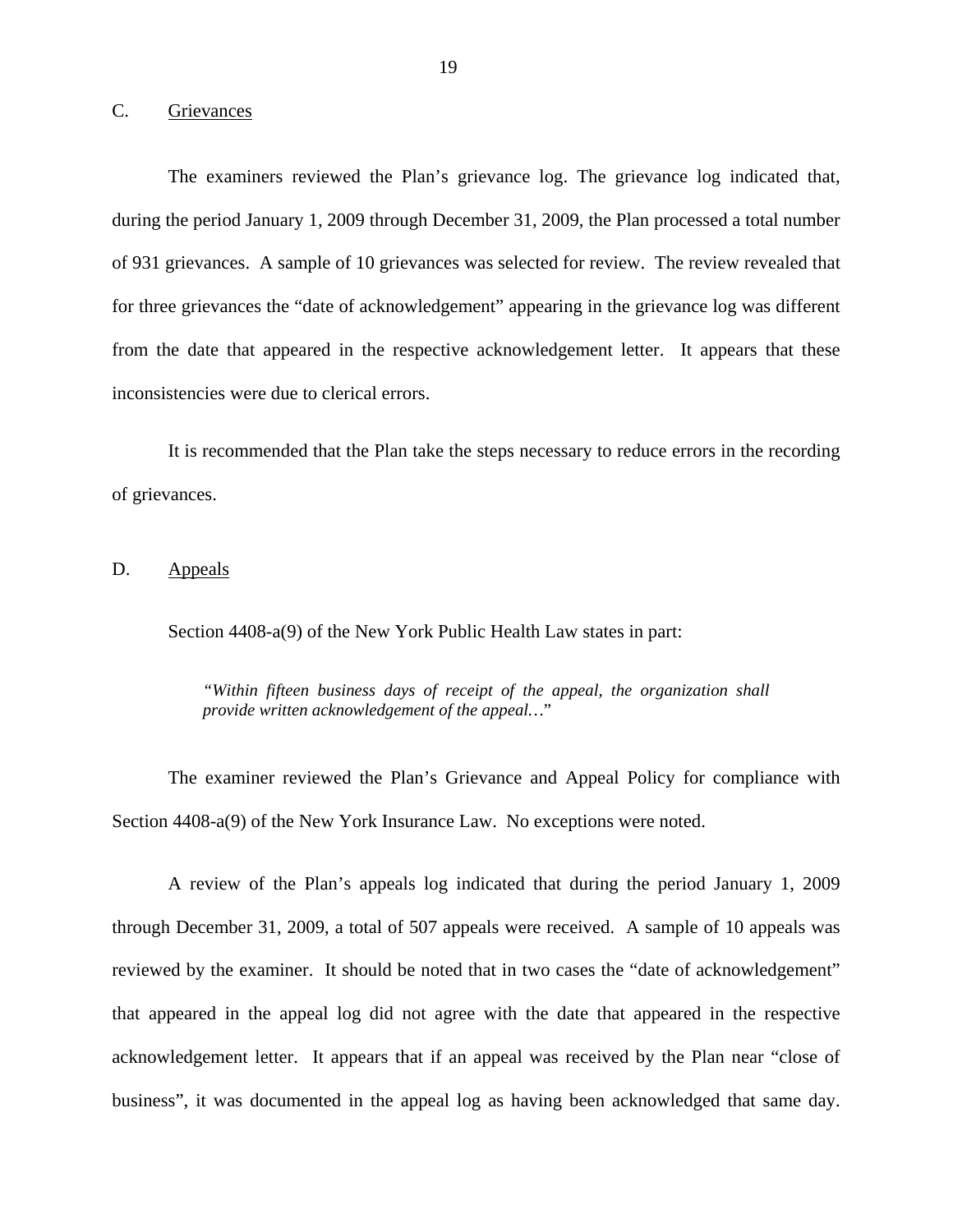## C. Grievances

The examiners reviewed the Plan's grievance log. The grievance log indicated that, during the period January 1, 2009 through December 31, 2009, the Plan processed a total number of 931 grievances. A sample of 10 grievances was selected for review. The review revealed that for three grievances the "date of acknowledgement" appearing in the grievance log was different from the date that appeared in the respective acknowledgement letter. It appears that these inconsistencies were due to clerical errors.

It is recommended that the Plan take the steps necessary to reduce errors in the recording of grievances.

## D. Appeals

Section 4408-a(9) of the New York Public Health Law states in part:

> *"Within fifteen business days of receipt of the appeal, the organization shall provide written acknowledgement of the appeal…"*

The examiner reviewed the Plan's Grievance and Appeal Policy for compliance with Section 4408-a(9) of the New York Insurance Law. No exceptions were noted.

A review of the Plan's appeals log indicated that during the period January 1, 2009 through December 31, 2009, a total of 507 appeals were received. A sample of 10 appeals was reviewed by the examiner. It should be noted that in two cases the "date of acknowledgement" that appeared in the appeal log did not agree with the date that appeared in the respective acknowledgement letter. It appears that if an appeal was received by the Plan near "close of business", it was documented in the appeal log as having been acknowledged that same day.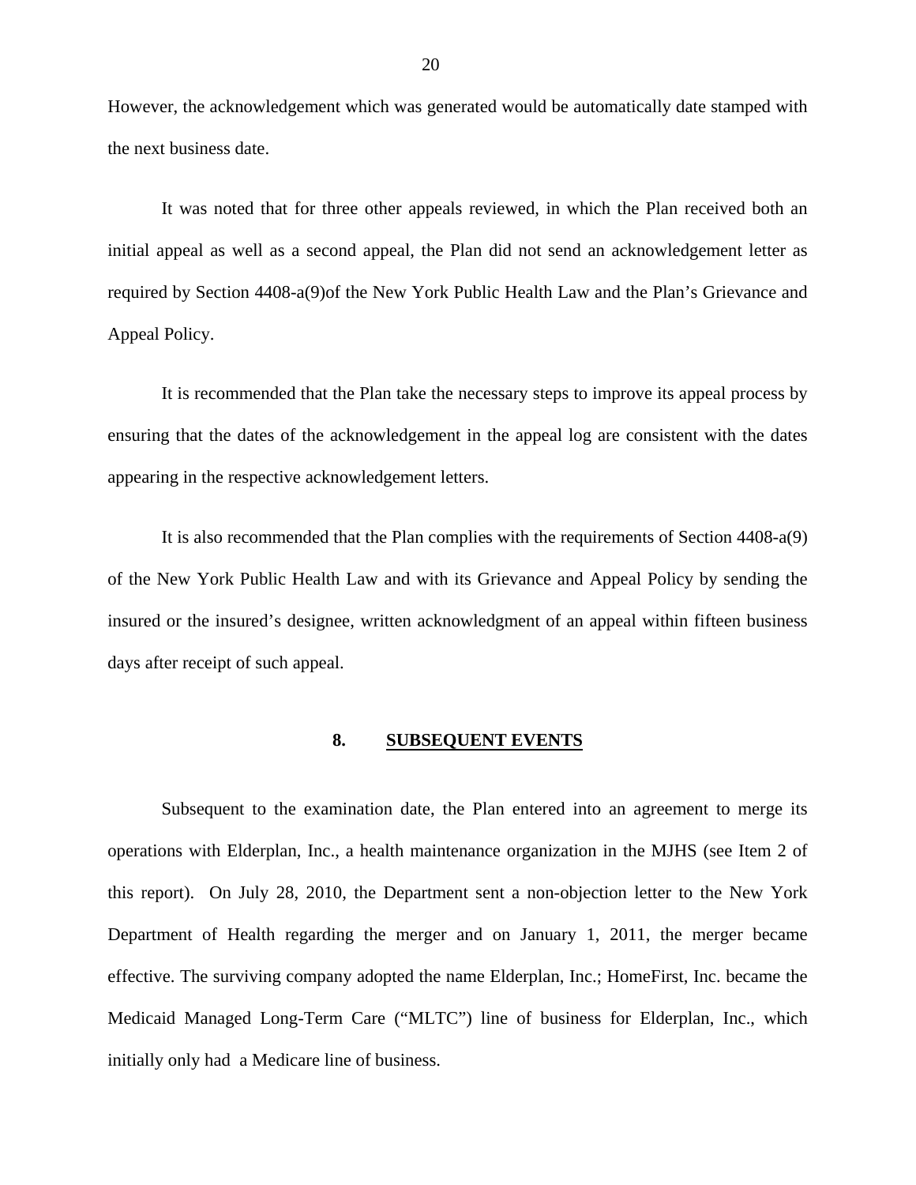However, the acknowledgement which was generated would be automatically date stamped with the next business date.

It was noted that for three other appeals reviewed, in which the Plan received both an initial appeal as well as a second appeal, the Plan did not send an acknowledgement letter as required by Section 4408-a(9)of the New York Public Health Law and the Plan's Grievance and Appeal Policy.

It is recommended that the Plan take the necessary steps to improve its appeal process by ensuring that the dates of the acknowledgement in the appeal log are consistent with the dates appearing in the respective acknowledgement letters.

It is also recommended that the Plan complies with the requirements of Section 4408-a(9) of the New York Public Health Law and with its Grievance and Appeal Policy by sending the insured or the insured's designee, written acknowledgment of an appeal within fifteen business days after receipt of such appeal.

## 8. SUBSEQUENT EVENTS

Subsequent to the examination date, the Plan entered into an agreement to merge its operations with Elderplan, Inc., a health maintenance organization in the MJHS (see Item 2 of this report). On July 28, 2010, the Department sent a non-objection letter to the New York Department of Health regarding the merger and on January 1, 2011, the merger became effective. The surviving company adopted the name Elderplan, Inc.; HomeFirst, Inc. became the Medicaid Managed Long-Term Care ("MLTC") line of business for Elderplan, Inc., which initially only had a Medicare line of business.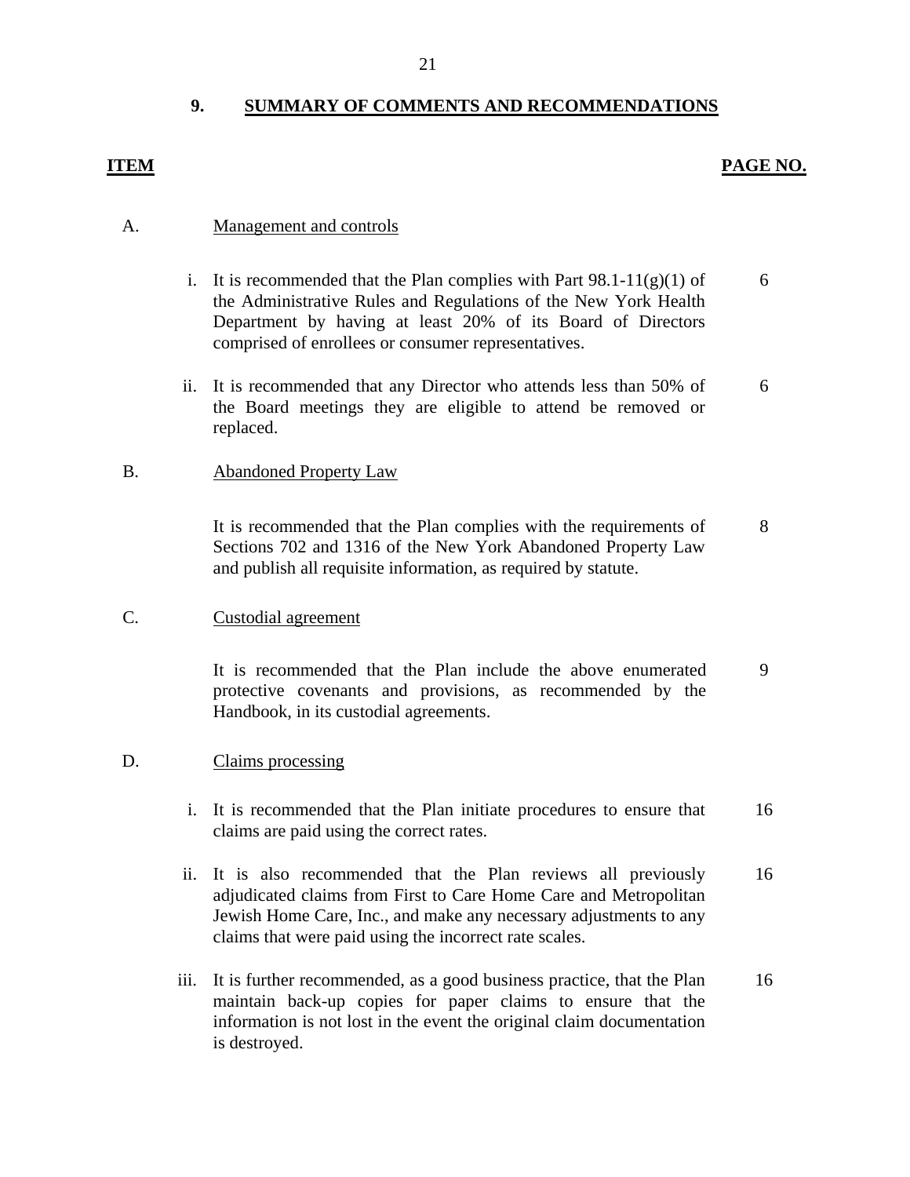## 9. SUMMARY OF COMMENTS AND RECOMMENDATIONS

| ITEM | | | PAGE NO. |
|---|---|---|---|
| A. | | Management and controls | |
| | i. | It is recommended that the Plan complies with Part 98.1-11(g)(1) of the Administrative Rules and Regulations of the New York Health Department by having at least 20% of its Board of Directors comprised of enrollees or consumer representatives. | 6 |
| | ii. | It is recommended that any Director who attends less than 50% of the Board meetings they are eligible to attend be removed or replaced. | 6 |
| B. | | Abandoned Property Law | |
| | | It is recommended that the Plan complies with the requirements of Sections 702 and 1316 of the New York Abandoned Property Law and publish all requisite information, as required by statute. | 8 |
| C. | | Custodial agreement | |
| | | It is recommended that the Plan include the above enumerated protective covenants and provisions, as recommended by the Handbook, in its custodial agreements. | 9 |
| D. | | Claims processing | |
| | i. | It is recommended that the Plan initiate procedures to ensure that claims are paid using the correct rates. | 16 |
| | ii. | It is also recommended that the Plan reviews all previously adjudicated claims from First to Care Home Care and Metropolitan Jewish Home Care, Inc., and make any necessary adjustments to any claims that were paid using the incorrect rate scales. | 16 |
| | iii. | It is further recommended, as a good business practice, that the Plan maintain back-up copies for paper claims to ensure that the information is not lost in the event the original claim documentation is destroyed. | 16 |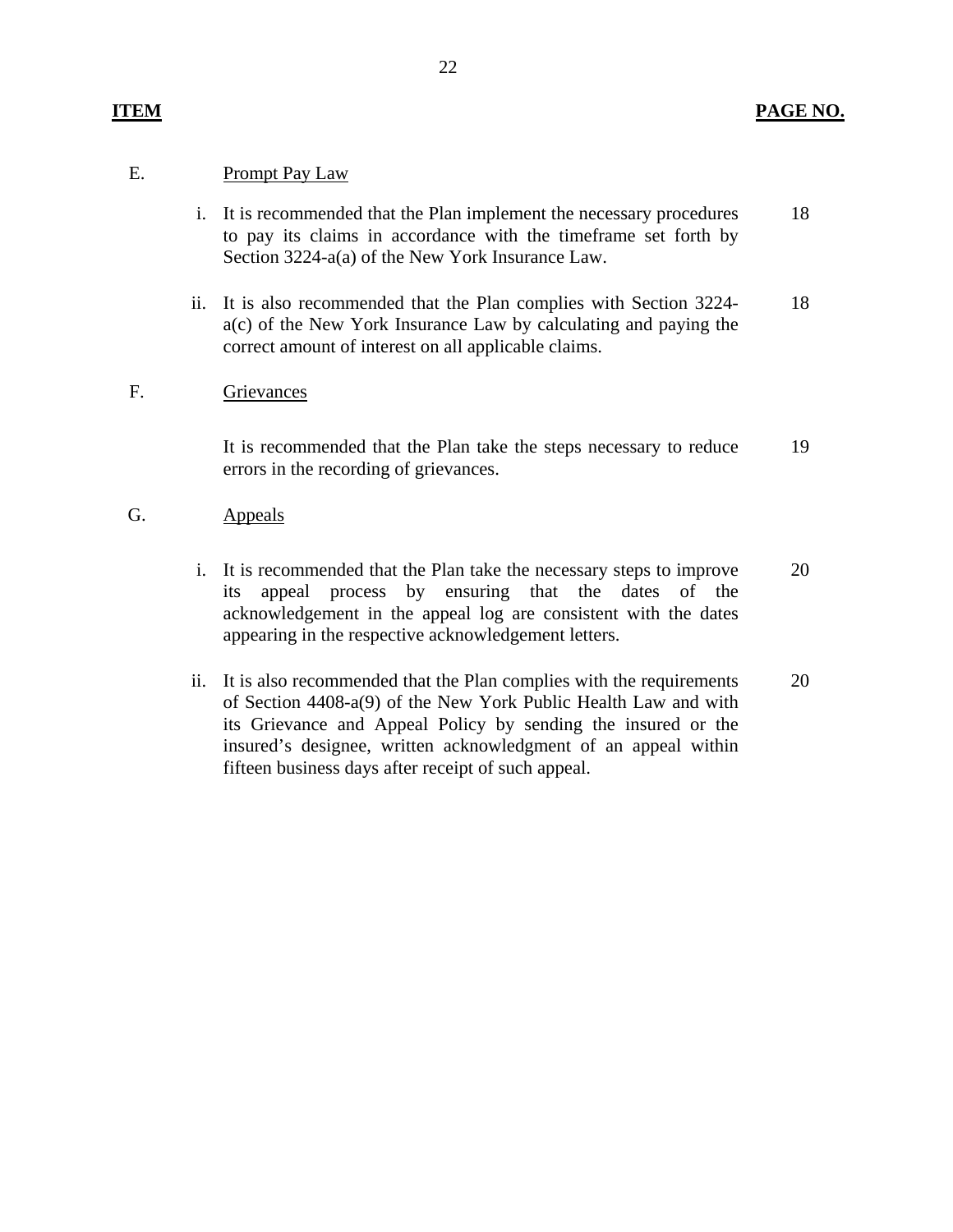| ITEM | | | PAGE NO. |
|---|---|---|---|
| E. | | Prompt Pay Law | |
| | i. | It is recommended that the Plan implement the necessary procedures to pay its claims in accordance with the timeframe set forth by Section 3224-a(a) of the New York Insurance Law. | 18 |
| | ii. | It is also recommended that the Plan complies with Section 3224-a(c) of the New York Insurance Law by calculating and paying the correct amount of interest on all applicable claims. | 18 |
| F. | | Grievances | |
| | | It is recommended that the Plan take the steps necessary to reduce errors in the recording of grievances. | 19 |
| G. | | Appeals | |
| | i. | It is recommended that the Plan take the necessary steps to improve its appeal process by ensuring that the dates of the acknowledgement in the appeal log are consistent with the dates appearing in the respective acknowledgement letters. | 20 |
| | ii. | It is also recommended that the Plan complies with the requirements of Section 4408-a(9) of the New York Public Health Law and with its Grievance and Appeal Policy by sending the insured or the insured's designee, written acknowledgment of an appeal within fifteen business days after receipt of such appeal. | 20 |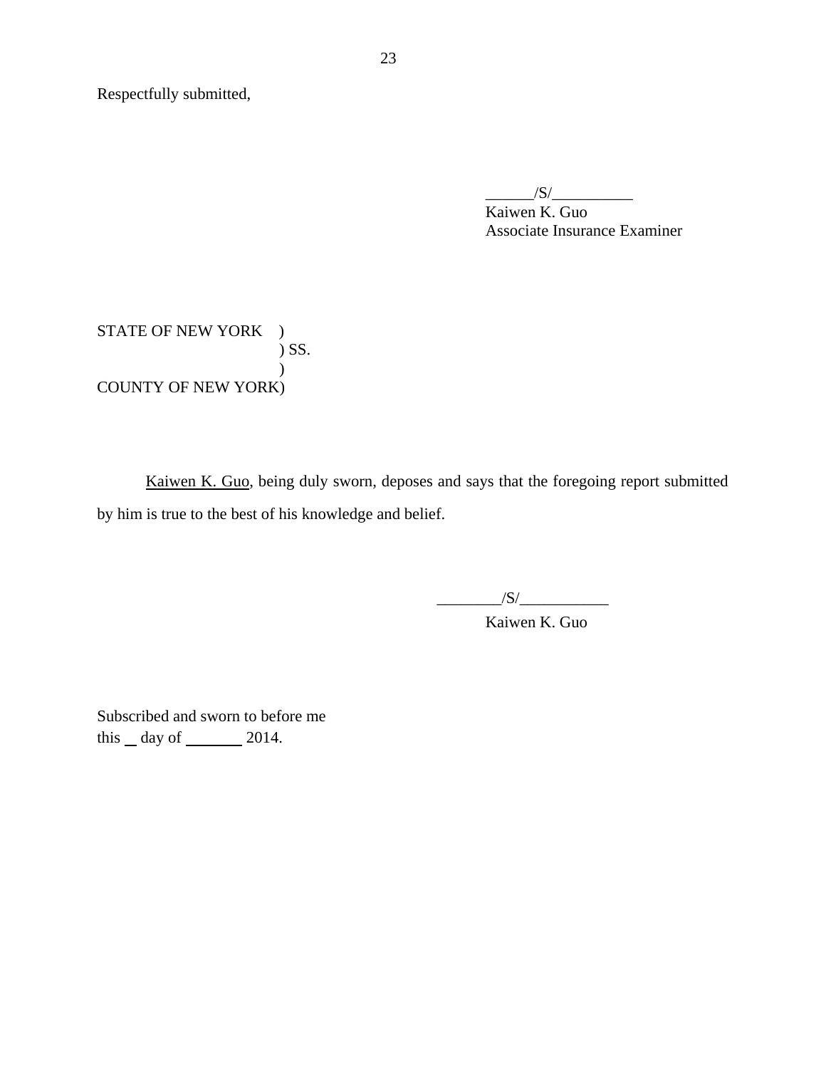Respectfully submitted,

______/S/__________
Kaiwen K. Guo
Associate Insurance Examiner

STATE OF NEW YORK )
) SS.
)
COUNTY OF NEW YORK)

Kaiwen K. Guo, being duly sworn, deposes and says that the foregoing report submitted by him is true to the best of his knowledge and belief.

________/S/___________
Kaiwen K. Guo

Subscribed and sworn to before me
this __ day of _______ 2014.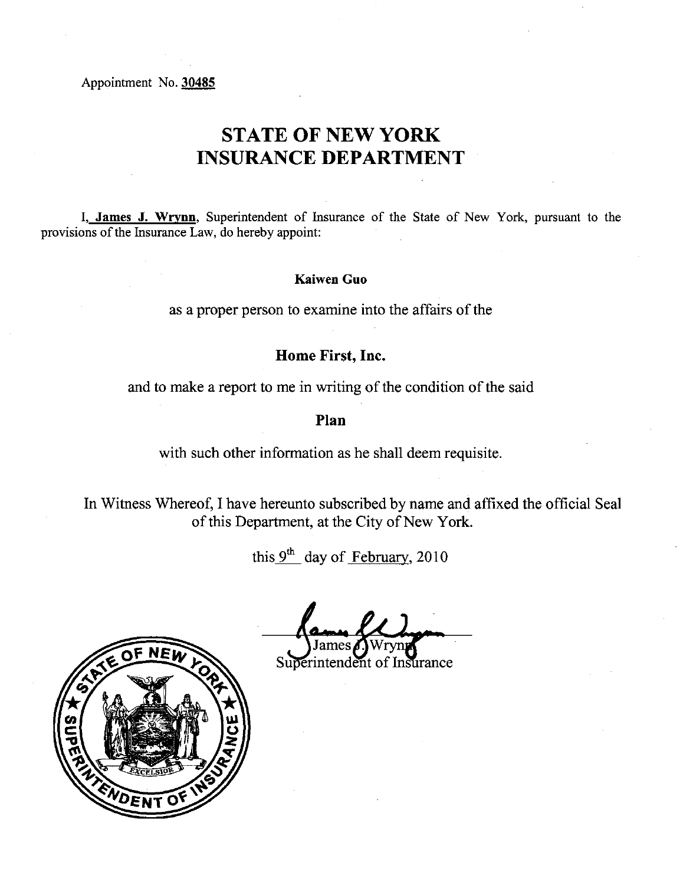Appointment No. 30485

# STATE OF NEW YORK
# INSURANCE DEPARTMENT

I, **James J. Wrynn**, Superintendent of Insurance of the State of New York, pursuant to the provisions of the Insurance Law, do hereby appoint:

**Kaiwen Guo**

as a proper person to examine into the affairs of the

**Home First, Inc.**

and to make a report to me in writing of the condition of the said

**Plan**

with such other information as he shall deem requisite.

In Witness Whereof, I have hereunto subscribed by name and affixed the official Seal of this Department, at the City of New York.

this 9th day of February, 2010

James J. Wrynn
Superintendent of Insurance

STATE OF NEW YORK SUPERINTENDENT OF INSURANCE
EXCELSIOR